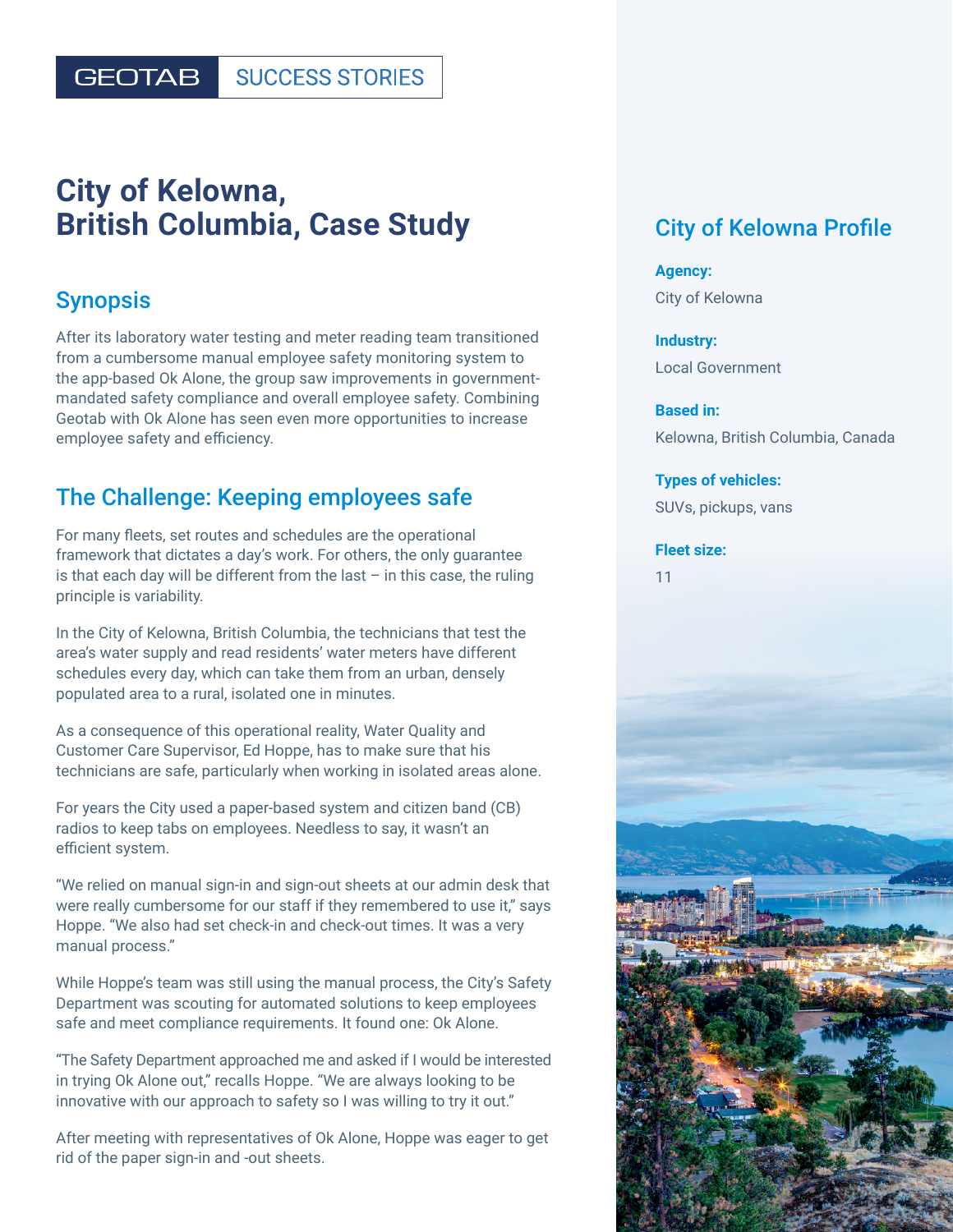GEOTAB | SUCCESS STORIES

# City of Kelowna, British Columbia, Case Study

## Synopsis

After its laboratory water testing and meter reading team transitioned from a cumbersome manual employee safety monitoring system to the app-based Ok Alone, the group saw improvements in government-mandated safety compliance and overall employee safety. Combining Geotab with Ok Alone has seen even more opportunities to increase employee safety and efficiency.

## The Challenge: Keeping employees safe

For many fleets, set routes and schedules are the operational framework that dictates a day's work. For others, the only guarantee is that each day will be different from the last – in this case, the ruling principle is variability.

In the City of Kelowna, British Columbia, the technicians that test the area's water supply and read residents' water meters have different schedules every day, which can take them from an urban, densely populated area to a rural, isolated one in minutes.

As a consequence of this operational reality, Water Quality and Customer Care Supervisor, Ed Hoppe, has to make sure that his technicians are safe, particularly when working in isolated areas alone.

For years the City used a paper-based system and citizen band (CB) radios to keep tabs on employees. Needless to say, it wasn't an efficient system.

"We relied on manual sign-in and sign-out sheets at our admin desk that were really cumbersome for our staff if they remembered to use it," says Hoppe. "We also had set check-in and check-out times. It was a very manual process."

While Hoppe's team was still using the manual process, the City's Safety Department was scouting for automated solutions to keep employees safe and meet compliance requirements. It found one: Ok Alone.

"The Safety Department approached me and asked if I would be interested in trying Ok Alone out," recalls Hoppe. "We are always looking to be innovative with our approach to safety so I was willing to try it out."

After meeting with representatives of Ok Alone, Hoppe was eager to get rid of the paper sign-in and -out sheets.

## City of Kelowna Profile

**Agency:**
City of Kelowna

**Industry:**
Local Government

**Based in:**
Kelowna, British Columbia, Canada

**Types of vehicles:**
SUVs, pickups, vans

**Fleet size:**
11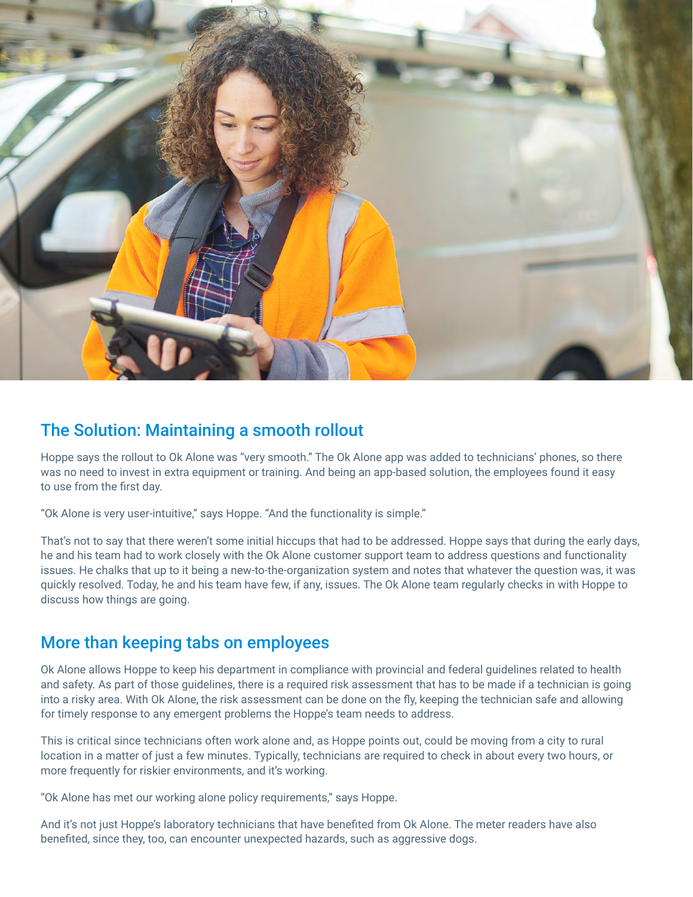## The Solution: Maintaining a smooth rollout

Hoppe says the rollout to Ok Alone was "very smooth." The Ok Alone app was added to technicians' phones, so there was no need to invest in extra equipment or training. And being an app-based solution, the employees found it easy to use from the first day.

"Ok Alone is very user-intuitive," says Hoppe. "And the functionality is simple."

That's not to say that there weren't some initial hiccups that had to be addressed. Hoppe says that during the early days, he and his team had to work closely with the Ok Alone customer support team to address questions and functionality issues. He chalks that up to it being a new-to-the-organization system and notes that whatever the question was, it was quickly resolved. Today, he and his team have few, if any, issues. The Ok Alone team regularly checks in with Hoppe to discuss how things are going.

## More than keeping tabs on employees

Ok Alone allows Hoppe to keep his department in compliance with provincial and federal guidelines related to health and safety. As part of those guidelines, there is a required risk assessment that has to be made if a technician is going into a risky area. With Ok Alone, the risk assessment can be done on the fly, keeping the technician safe and allowing for timely response to any emergent problems the Hoppe's team needs to address.

This is critical since technicians often work alone and, as Hoppe points out, could be moving from a city to rural location in a matter of just a few minutes. Typically, technicians are required to check in about every two hours, or more frequently for riskier environments, and it's working.

"Ok Alone has met our working alone policy requirements," says Hoppe.

And it's not just Hoppe's laboratory technicians that have benefited from Ok Alone. The meter readers have also benefited, since they, too, can encounter unexpected hazards, such as aggressive dogs.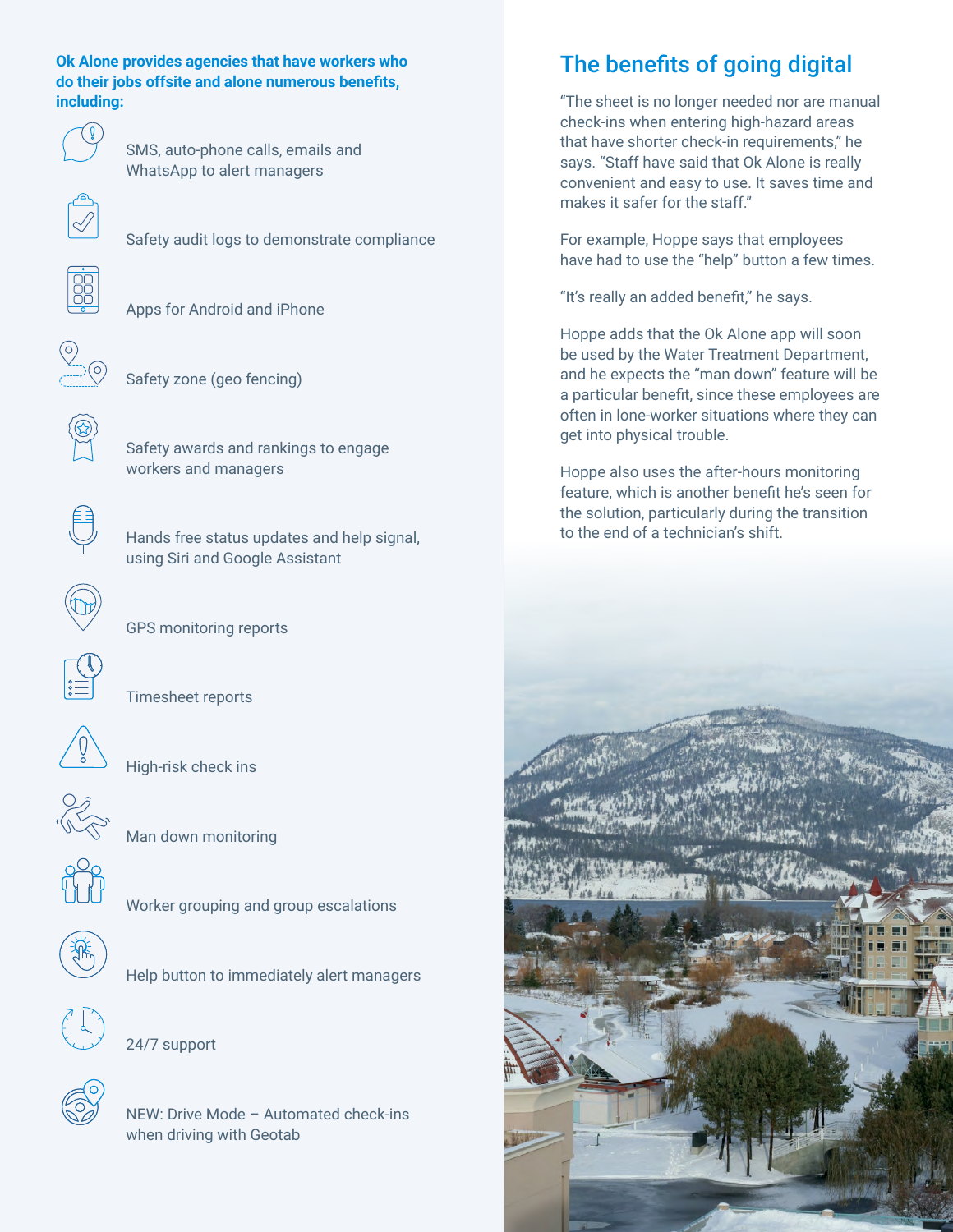**Ok Alone provides agencies that have workers who do their jobs offsite and alone numerous benefits, including:**

- SMS, auto-phone calls, emails and WhatsApp to alert managers
- Safety audit logs to demonstrate compliance
- Apps for Android and iPhone
- Safety zone (geo fencing)
- Safety awards and rankings to engage workers and managers
- Hands free status updates and help signal, using Siri and Google Assistant
- GPS monitoring reports
- Timesheet reports
- High-risk check ins
- Man down monitoring
- Worker grouping and group escalations
- Help button to immediately alert managers
- 24/7 support
- NEW: Drive Mode – Automated check-ins when driving with Geotab

## The benefits of going digital

"The sheet is no longer needed nor are manual check-ins when entering high-hazard areas that have shorter check-in requirements," he says. "Staff have said that Ok Alone is really convenient and easy to use. It saves time and makes it safer for the staff."

For example, Hoppe says that employees have had to use the "help" button a few times.

"It's really an added benefit," he says.

Hoppe adds that the Ok Alone app will soon be used by the Water Treatment Department, and he expects the "man down" feature will be a particular benefit, since these employees are often in lone-worker situations where they can get into physical trouble.

Hoppe also uses the after-hours monitoring feature, which is another benefit he's seen for the solution, particularly during the transition to the end of a technician's shift.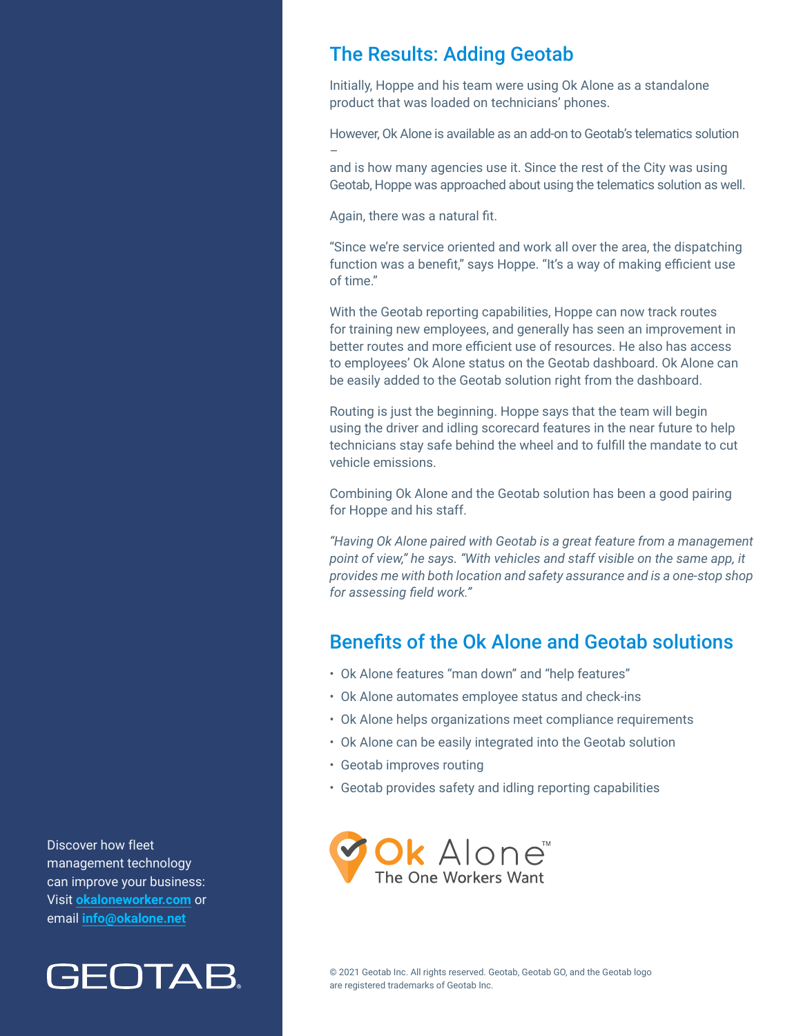## The Results: Adding Geotab

Initially, Hoppe and his team were using Ok Alone as a standalone product that was loaded on technicians' phones.

However, Ok Alone is available as an add-on to Geotab's telematics solution – and is how many agencies use it. Since the rest of the City was using Geotab, Hoppe was approached about using the telematics solution as well.

Again, there was a natural fit.

"Since we're service oriented and work all over the area, the dispatching function was a benefit," says Hoppe. "It's a way of making efficient use of time."

With the Geotab reporting capabilities, Hoppe can now track routes for training new employees, and generally has seen an improvement in better routes and more efficient use of resources. He also has access to employees' Ok Alone status on the Geotab dashboard. Ok Alone can be easily added to the Geotab solution right from the dashboard.

Routing is just the beginning. Hoppe says that the team will begin using the driver and idling scorecard features in the near future to help technicians stay safe behind the wheel and to fulfill the mandate to cut vehicle emissions.

Combining Ok Alone and the Geotab solution has been a good pairing for Hoppe and his staff.

*"Having Ok Alone paired with Geotab is a great feature from a management point of view," he says. "With vehicles and staff visible on the same app, it provides me with both location and safety assurance and is a one-stop shop for assessing field work."*

## Benefits of the Ok Alone and Geotab solutions

- Ok Alone features "man down" and "help features"
- Ok Alone automates employee status and check-ins
- Ok Alone helps organizations meet compliance requirements
- Ok Alone can be easily integrated into the Geotab solution
- Geotab improves routing
- Geotab provides safety and idling reporting capabilities

Ok Alone™
The One Workers Want

Discover how fleet management technology can improve your business: Visit **okaloneworker.com** or email **info@okalone.net**

GEOTAB

© 2021 Geotab Inc. All rights reserved. Geotab, Geotab GO, and the Geotab logo are registered trademarks of Geotab Inc.